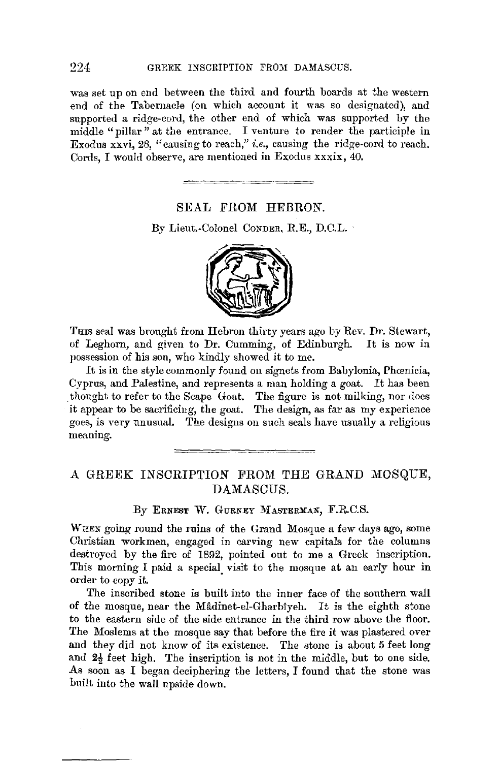was set up on end between the third and fourth boards at the western end of the Tabernacle (on which account it was so designated), and supported a ridge-cord, the other end of which was supported by the middle "pillar" at the entrance. I venture to render the participle in Exodus xxvi, 28, "causing to reach," *i.e.*, causing the ridge-cord to reach. Cords, I would observe, are mentioned in Exodus xxxix, 40.

---

## SEAL FROM HEBRON.

By Lieut.-Colonel CONDER, R.E., D.C.L.

THIS seal was brought from Hebron thirty years ago by Rev. Dr. Stewart, of Leghorn, and given to Dr. Cumming, of Edinburgh. It is now in possession of his son, who kindly showed it to me.

It is in the style commonly found on signets from Babylonia, Phœnicia, Cyprus, and Palestine, and represents a man holding a goat. It has been thought to refer to the Scape Goat. The figure is not milking, nor does it appear to be sacrificing, the goat. The design, as far as my experience goes, is very unusual. The designs on such seals have usually a religious meaning.

---

## A GREEK INSCRIPTION FROM THE GRAND MOSQUE, DAMASCUS.

By ERNEST W. GURNEY MASTERMAN, F.R.C.S.

WHEN going round the ruins of the Grand Mosque a few days ago, some Christian workmen, engaged in carving new capitals for the columns destroyed by the fire of 1892, pointed out to me a Greek inscription. This morning I paid a special visit to the mosque at an early hour in order to copy it.

The inscribed stone is built into the inner face of the southern wall of the mosque, near the Mâdinet-el-Gharbîyeh. It is the eighth stone to the eastern side of the side entrance in the third row above the floor. The Moslems at the mosque say that before the fire it was plastered over and they did not know of its existence. The stone is about 5 feet long and 2½ feet high. The inscription is not in the middle, but to one side. As soon as I began deciphering the letters, I found that the stone was built into the wall upside down.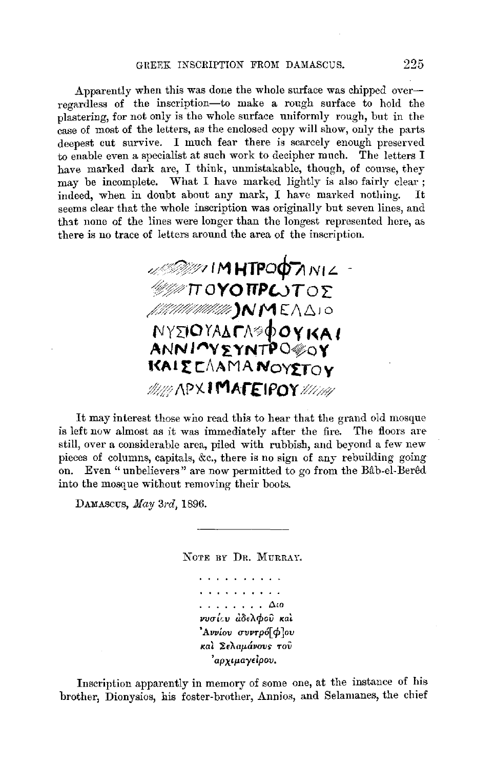Apparently when this was done the whole surface was chipped over—regardless of the inscription—to make a rough surface to hold the plastering, for not only is the whole surface uniformly rough, but in the case of most of the letters, as the enclosed copy will show, only the parts deepest cut survive. I much fear there is scarcely enough preserved to enable even a specialist at such work to decipher much. The letters I have marked dark are, I think, unmistakable, though, of course, they may be incomplete. What I have marked lightly is also fairly clear; indeed, when in doubt about any mark, I have marked nothing. It seems clear that the whole inscription was originally but seven lines, and that none of the lines were longer than the longest represented here, as there is no trace of letters around the area of the inscription.

ΙΜΗΤΡΟΦΑΝΙΣ
ΠΟΥΟΠΡΩΤΟΣ
ΝΜΕΛΔΙΟ
ΝΥΣΙΟΥΑΔΕΛΦΟΥΚΑΙ
ΑΝΝΙΟΥΣΥΝΤΡΟΦΟΥ
ΚΑΙΣΕΛΑΜΑΝΟΥΣΤΟΥ
ΑΡΧΙΜΑΓΕΙΡΟΥ

It may interest those who read this to hear that the grand old mosque is left now almost as it was immediately after the fire. The floors are still, over a considerable area, piled with rubbish, and beyond a few new pieces of columns, capitals, &c., there is no sign of any rebuilding going on. Even "unbelievers" are now permitted to go from the Bâb-el-Berêd into the mosque without removing their boots.

DAMASCUS, *May 3rd*, 1896.

---

NOTE BY DR. MURRAY.

. . . . . . . . . .
. . . . . . . . . .
. . . . . . . . Διο
νυσίου ἀδελφοῦ καὶ
Ἀννίου συντρό[φ]ου
καὶ Σελαμάνους τοῦ
ἀρχιμαγείρου.

Inscription apparently in memory of some one, at the instance of his brother, Dionysios, his foster-brother, Annios, and Selamanes, the chief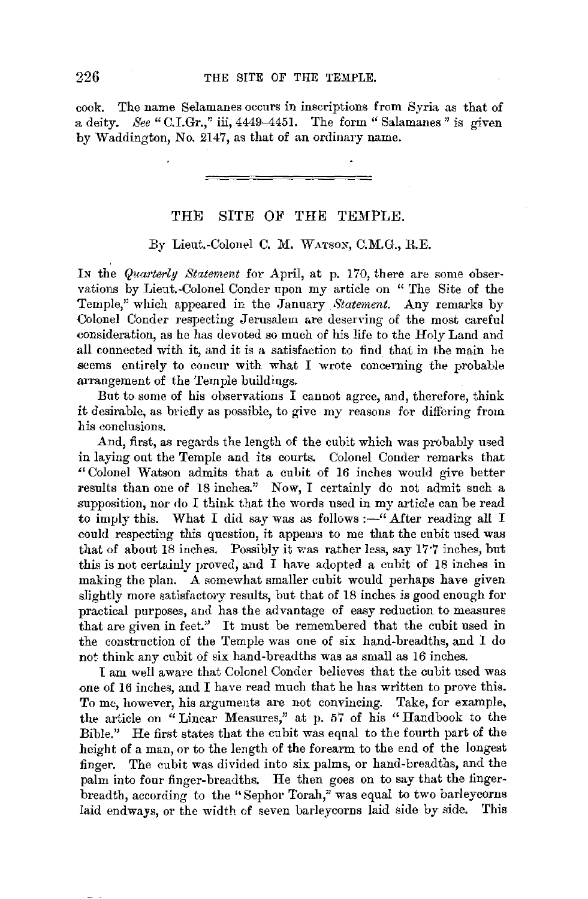cook. The name Selamanes occurs in inscriptions from Syria as that of a deity. *See* "C.I.Gr.," iii, 4449–4451. The form "Salamanes" is given by Waddington, No. 2147, as that of an ordinary name.

---

## THE SITE OF THE TEMPLE.

By Lieut.-Colonel C. M. WATSON, C.M.G., R.E.

IN the *Quarterly Statement* for April, at p. 170, there are some observations by Lieut.-Colonel Conder upon my article on "The Site of the Temple," which appeared in the January *Statement*. Any remarks by Colonel Conder respecting Jerusalem are deserving of the most careful consideration, as he has devoted so much of his life to the Holy Land and all connected with it, and it is a satisfaction to find that in the main he seems entirely to concur with what I wrote concerning the probable arrangement of the Temple buildings.

But to some of his observations I cannot agree, and, therefore, think it desirable, as briefly as possible, to give my reasons for differing from his conclusions.

And, first, as regards the length of the cubit which was probably used in laying out the Temple and its courts. Colonel Conder remarks that "Colonel Watson admits that a cubit of 16 inches would give better results than one of 18 inches." Now, I certainly do not admit such a supposition, nor do I think that the words used in my article can be read to imply this. What I did say was as follows:—"After reading all I could respecting this question, it appears to me that the cubit used was that of about 18 inches. Possibly it was rather less, say 17·7 inches, but this is not certainly proved, and I have adopted a cubit of 18 inches in making the plan. A somewhat smaller cubit would perhaps have given slightly more satisfactory results, but that of 18 inches is good enough for practical purposes, and has the advantage of easy reduction to measures that are given in feet." It must be remembered that the cubit used in the construction of the Temple was one of six hand-breadths, and I do not think any cubit of six hand-breadths was as small as 16 inches.

I am well aware that Colonel Conder believes that the cubit used was one of 16 inches, and I have read much that he has written to prove this. To me, however, his arguments are not convincing. Take, for example, the article on "Linear Measures," at p. 57 of his "Handbook to the Bible." He first states that the cubit was equal to the fourth part of the height of a man, or to the length of the forearm to the end of the longest finger. The cubit was divided into six palms, or hand-breadths, and the palm into four finger-breadths. He then goes on to say that the finger-breadth, according to the "Sephor Torah," was equal to two barleycorns laid endways, or the width of seven barleycorns laid side by side. This